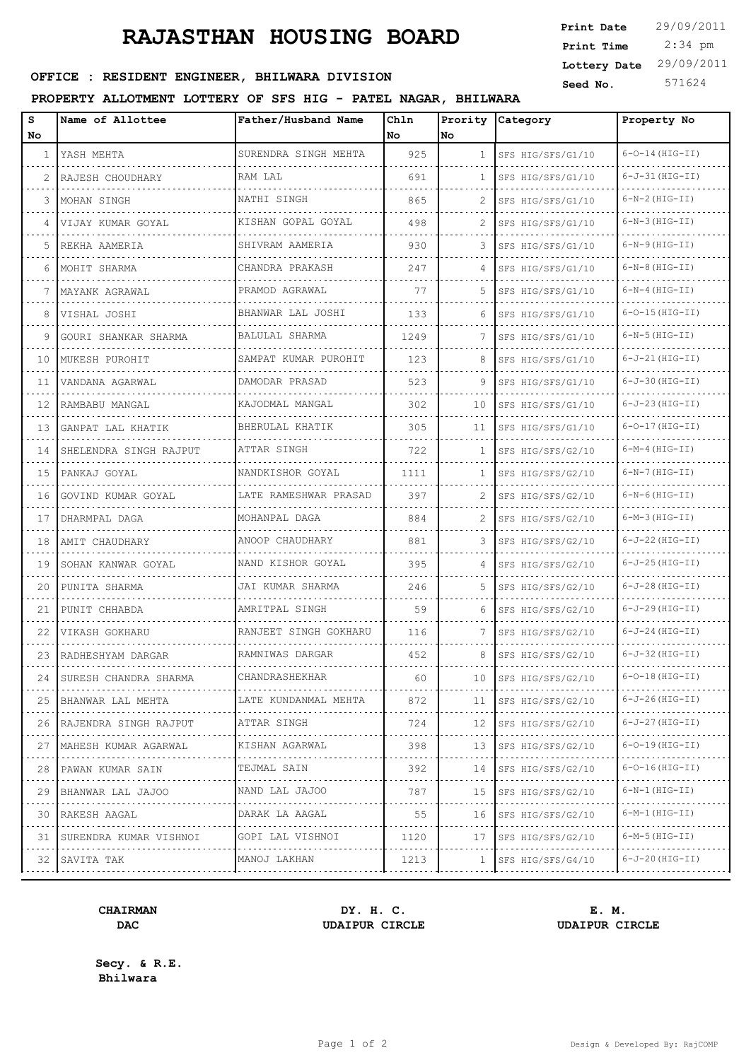# RAJASTHAN HOUSING BOARD

**Print Date** 29/09/2011
**Print Time** 2:34 pm
**Lottery Date** 29/09/2011
**Seed No.** 571624

**OFFICE : RESIDENT ENGINEER, BHILWARA DIVISION**

**PROPERTY ALLOTMENT LOTTERY OF SFS HIG - PATEL NAGAR, BHILWARA**

| S No | Name of Allottee | Father/Husband Name | Chln No | Prority No | Category | Property No |
|---|---|---|---|---|---|---|
| 1 | YASH MEHTA | SURENDRA SINGH MEHTA | 925 | 1 | SFS HIG/SFS/G1/10 | 6-O-14(HIG-II) |
| 2 | RAJESH CHOUDHARY | RAM LAL | 691 | 1 | SFS HIG/SFS/G1/10 | 6-J-31(HIG-II) |
| 3 | MOHAN SINGH | NATHI SINGH | 865 | 2 | SFS HIG/SFS/G1/10 | 6-N-2(HIG-II) |
| 4 | VIJAY KUMAR GOYAL | KISHAN GOPAL GOYAL | 498 | 2 | SFS HIG/SFS/G1/10 | 6-N-3(HIG-II) |
| 5 | REKHA AAMERIA | SHIVRAM AAMERIA | 930 | 3 | SFS HIG/SFS/G1/10 | 6-N-9(HIG-II) |
| 6 | MOHIT SHARMA | CHANDRA PRAKASH | 247 | 4 | SFS HIG/SFS/G1/10 | 6-N-8(HIG-II) |
| 7 | MAYANK AGRAWAL | PRAMOD AGRAWAL | 77 | 5 | SFS HIG/SFS/G1/10 | 6-N-4(HIG-II) |
| 8 | VISHAL JOSHI | BHANWAR LAL JOSHI | 133 | 6 | SFS HIG/SFS/G1/10 | 6-O-15(HIG-II) |
| 9 | GOURI SHANKAR SHARMA | BALULAL SHARMA | 1249 | 7 | SFS HIG/SFS/G1/10 | 6-N-5(HIG-II) |
| 10 | MUKESH PUROHIT | SAMPAT KUMAR PUROHIT | 123 | 8 | SFS HIG/SFS/G1/10 | 6-J-21(HIG-II) |
| 11 | VANDANA AGARWAL | DAMODAR PRASAD | 523 | 9 | SFS HIG/SFS/G1/10 | 6-J-30(HIG-II) |
| 12 | RAMBABU MANGAL | KAJODMAL MANGAL | 302 | 10 | SFS HIG/SFS/G1/10 | 6-J-23(HIG-II) |
| 13 | GANPAT LAL KHATIK | BHERULAL KHATIK | 305 | 11 | SFS HIG/SFS/G1/10 | 6-O-17(HIG-II) |
| 14 | SHELENDRA SINGH RAJPUT | ATTAR SINGH | 722 | 1 | SFS HIG/SFS/G2/10 | 6-M-4(HIG-II) |
| 15 | PANKAJ GOYAL | NANDKISHOR GOYAL | 1111 | 1 | SFS HIG/SFS/G2/10 | 6-N-7(HIG-II) |
| 16 | GOVIND KUMAR GOYAL | LATE RAMESHWAR PRASAD | 397 | 2 | SFS HIG/SFS/G2/10 | 6-N-6(HIG-II) |
| 17 | DHARMPAL DAGA | MOHANPAL DAGA | 884 | 2 | SFS HIG/SFS/G2/10 | 6-M-3(HIG-II) |
| 18 | AMIT CHAUDHARY | ANOOP CHAUDHARY | 881 | 3 | SFS HIG/SFS/G2/10 | 6-J-22(HIG-II) |
| 19 | SOHAN KANWAR GOYAL | NAND KISHOR GOYAL | 395 | 4 | SFS HIG/SFS/G2/10 | 6-J-25(HIG-II) |
| 20 | PUNITA SHARMA | JAI KUMAR SHARMA | 246 | 5 | SFS HIG/SFS/G2/10 | 6-J-28(HIG-II) |
| 21 | PUNIT CHHABDA | AMRITPAL SINGH | 59 | 6 | SFS HIG/SFS/G2/10 | 6-J-29(HIG-II) |
| 22 | VIKASH GOKHARU | RANJEET SINGH GOKHARU | 116 | 7 | SFS HIG/SFS/G2/10 | 6-J-24(HIG-II) |
| 23 | RADHESHYAM DARGAR | RAMNIWAS DARGAR | 452 | 8 | SFS HIG/SFS/G2/10 | 6-J-32(HIG-II) |
| 24 | SURESH CHANDRA SHARMA | CHANDRASHEKHAR | 60 | 10 | SFS HIG/SFS/G2/10 | 6-O-18(HIG-II) |
| 25 | BHANWAR LAL MEHTA | LATE KUNDANMAL MEHTA | 872 | 11 | SFS HIG/SFS/G2/10 | 6-J-26(HIG-II) |
| 26 | RAJENDRA SINGH RAJPUT | ATTAR SINGH | 724 | 12 | SFS HIG/SFS/G2/10 | 6-J-27(HIG-II) |
| 27 | MAHESH KUMAR AGARWAL | KISHAN AGARWAL | 398 | 13 | SFS HIG/SFS/G2/10 | 6-O-19(HIG-II) |
| 28 | PAWAN KUMAR SAIN | TEJMAL SAIN | 392 | 14 | SFS HIG/SFS/G2/10 | 6-O-16(HIG-II) |
| 29 | BHANWAR LAL JAJOO | NAND LAL JAJOO | 787 | 15 | SFS HIG/SFS/G2/10 | 6-N-1(HIG-II) |
| 30 | RAKESH AAGAL | DARAK LA AAGAL | 55 | 16 | SFS HIG/SFS/G2/10 | 6-M-1(HIG-II) |
| 31 | SURENDRA KUMAR VISHNOI | GOPI LAL VISHNOI | 1120 | 17 | SFS HIG/SFS/G2/10 | 6-M-5(HIG-II) |
| 32 | SAVITA TAK | MANOJ LAKHAN | 1213 | 1 | SFS HIG/SFS/G4/10 | 6-J-20(HIG-II) |

**CHAIRMAN**
**DAC**

**DY. H. C.**
**UDAIPUR CIRCLE**

**E. M.**
**UDAIPUR CIRCLE**

**Secy. & R.E.**
**Bhilwara**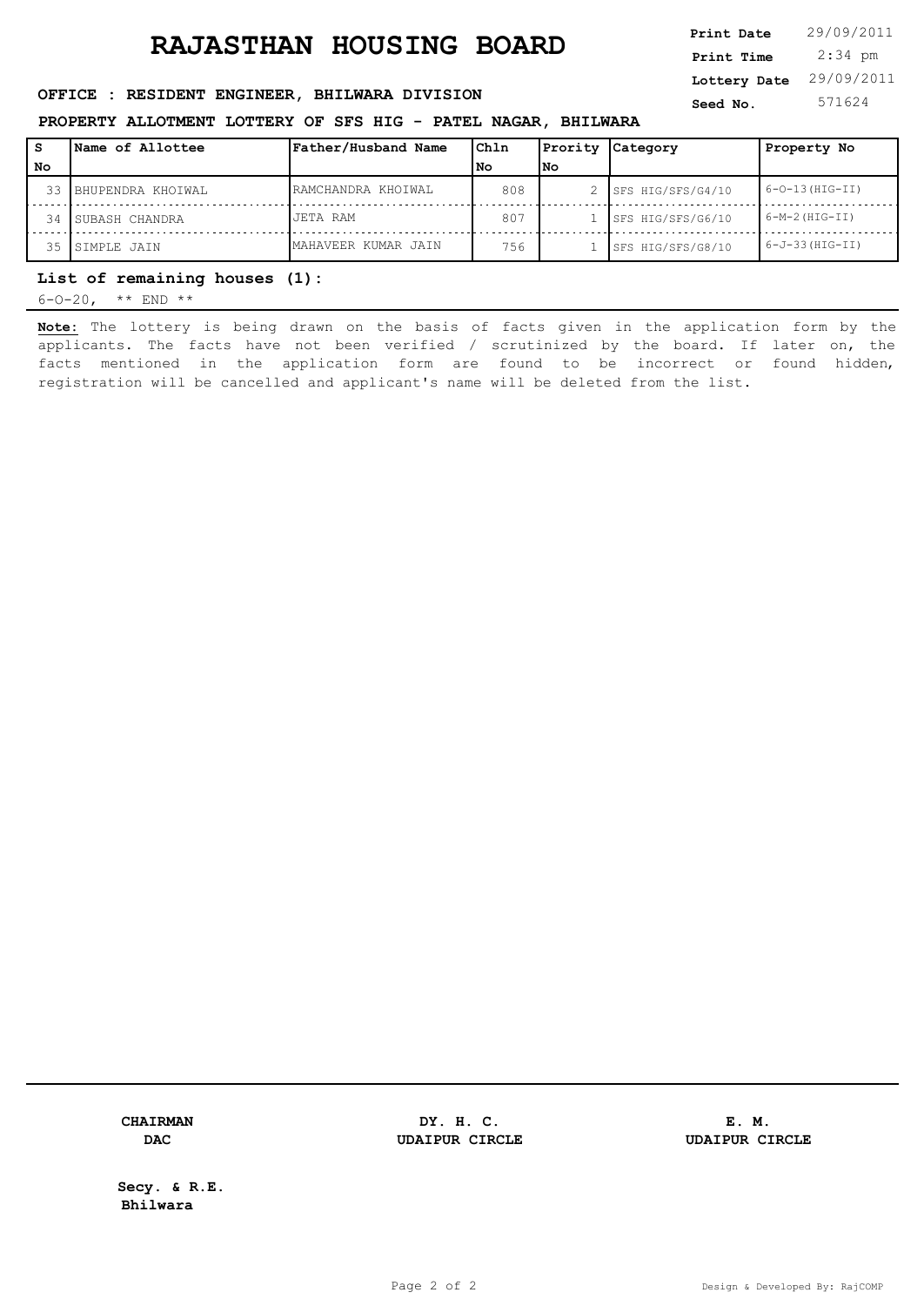# RAJASTHAN HOUSING BOARD

**Print Date** 29/09/2011
**Print Time** 2:34 pm
**Lottery Date** 29/09/2011
**Seed No.** 571624

**OFFICE : RESIDENT ENGINEER, BHILWARA DIVISION**

**PROPERTY ALLOTMENT LOTTERY OF SFS HIG - PATEL NAGAR, BHILWARA**

| S No | Name of Allottee | Father/Husband Name | Chln No | Prority No | Category | Property No |
|---|---|---|---|---|---|---|
| 33 | BHUPENDRA KHOIWAL | RAMCHANDRA KHOIWAL | 808 | 2 | SFS HIG/SFS/G4/10 | 6-O-13(HIG-II) |
| 34 | SUBASH CHANDRA | JETA RAM | 807 | 1 | SFS HIG/SFS/G6/10 | 6-M-2(HIG-II) |
| 35 | SIMPLE JAIN | MAHAVEER KUMAR JAIN | 756 | 1 | SFS HIG/SFS/G8/10 | 6-J-33(HIG-II) |

**List of remaining houses (1):**

6-O-20, ** END **

**Note:** The lottery is being drawn on the basis of facts given in the application form by the applicants. The facts have not been verified / scrutinized by the board. If later on, the facts mentioned in the application form are found to be incorrect or found hidden, registration will be cancelled and applicant's name will be deleted from the list.

**CHAIRMAN**
**DAC**

**DY. H. C.**
**UDAIPUR CIRCLE**

**E. M.**
**UDAIPUR CIRCLE**

**Secy. & R.E.**
**Bhilwara**

Design & Developed By: RajCOMP